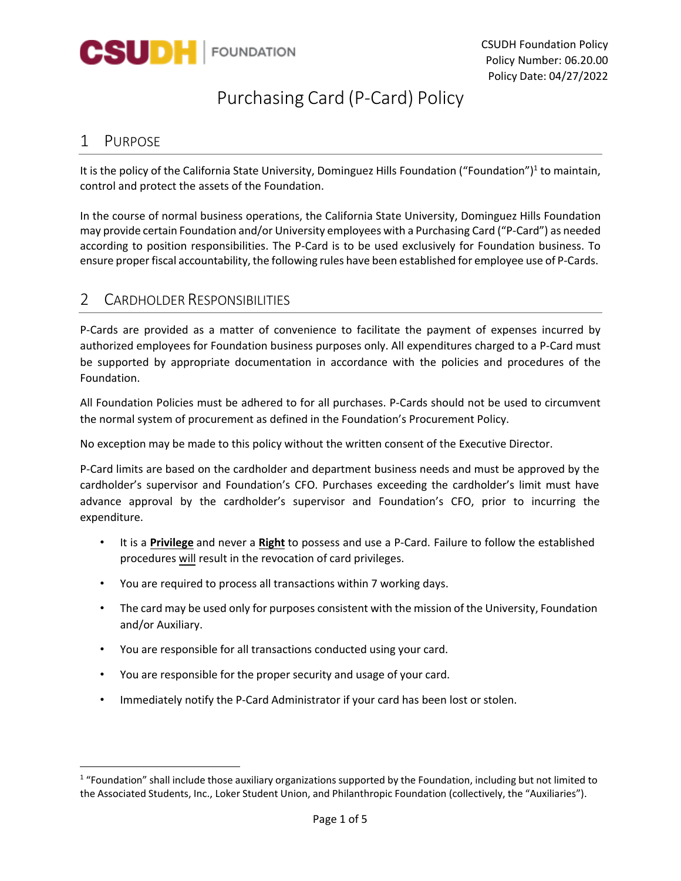CSUDH Foundation Policy
Policy Number: 06.20.00
Policy Date: 04/27/2022

# Purchasing Card (P-Card) Policy

## 1 Purpose

It is the policy of the California State University, Dominguez Hills Foundation ("Foundation")[1] to maintain, control and protect the assets of the Foundation.

In the course of normal business operations, the California State University, Dominguez Hills Foundation may provide certain Foundation and/or University employees with a Purchasing Card ("P-Card") as needed according to position responsibilities. The P-Card is to be used exclusively for Foundation business. To ensure proper fiscal accountability, the following rules have been established for employee use of P-Cards.

## 2 Cardholder Responsibilities

P-Cards are provided as a matter of convenience to facilitate the payment of expenses incurred by authorized employees for Foundation business purposes only. All expenditures charged to a P-Card must be supported by appropriate documentation in accordance with the policies and procedures of the Foundation.

All Foundation Policies must be adhered to for all purchases. P-Cards should not be used to circumvent the normal system of procurement as defined in the Foundation's Procurement Policy.

No exception may be made to this policy without the written consent of the Executive Director.

P-Card limits are based on the cardholder and department business needs and must be approved by the cardholder's supervisor and Foundation's CFO. Purchases exceeding the cardholder's limit must have advance approval by the cardholder's supervisor and Foundation's CFO, prior to incurring the expenditure.

- It is a **Privilege** and never a **Right** to possess and use a P-Card. Failure to follow the established procedures will result in the revocation of card privileges.
- You are required to process all transactions within 7 working days.
- The card may be used only for purposes consistent with the mission of the University, Foundation and/or Auxiliary.
- You are responsible for all transactions conducted using your card.
- You are responsible for the proper security and usage of your card.
- Immediately notify the P-Card Administrator if your card has been lost or stolen.

[1] "Foundation" shall include those auxiliary organizations supported by the Foundation, including but not limited to the Associated Students, Inc., Loker Student Union, and Philanthropic Foundation (collectively, the "Auxiliaries").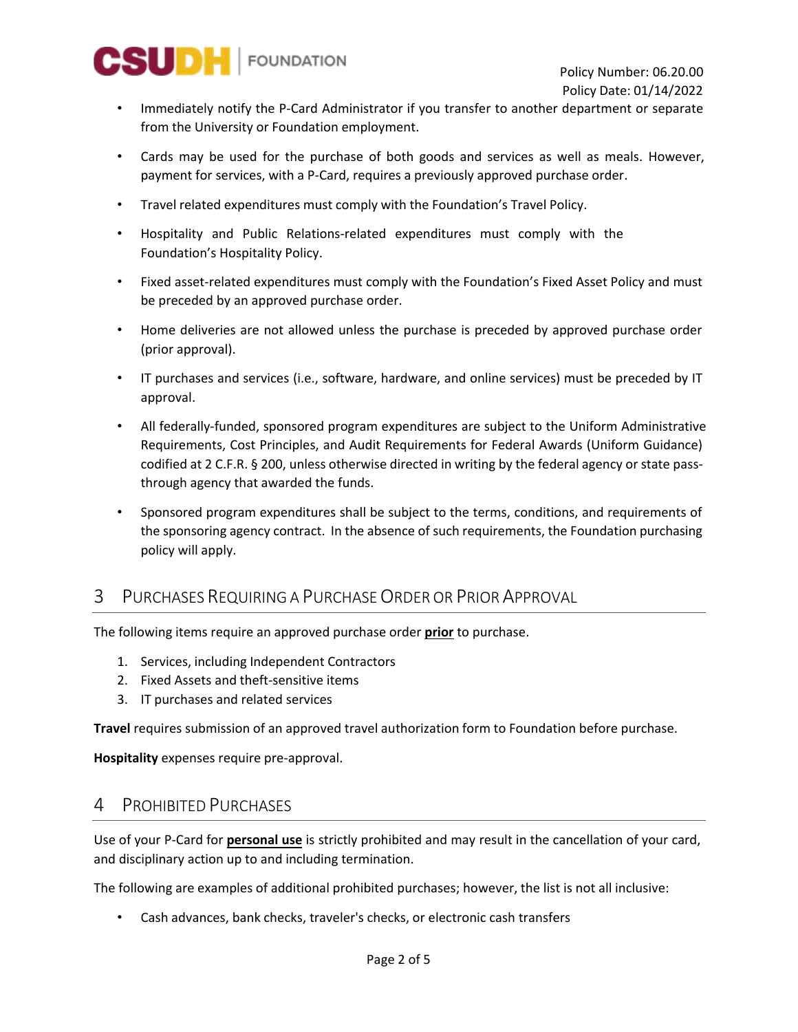- Immediately notify the P-Card Administrator if you transfer to another department or separate from the University or Foundation employment.

- Cards may be used for the purchase of both goods and services as well as meals. However, payment for services, with a P-Card, requires a previously approved purchase order.

- Travel related expenditures must comply with the Foundation's Travel Policy.

- Hospitality and Public Relations-related expenditures must comply with the Foundation's Hospitality Policy.

- Fixed asset-related expenditures must comply with the Foundation's Fixed Asset Policy and must be preceded by an approved purchase order.

- Home deliveries are not allowed unless the purchase is preceded by approved purchase order (prior approval).

- IT purchases and services (i.e., software, hardware, and online services) must be preceded by IT approval.

- All federally-funded, sponsored program expenditures are subject to the Uniform Administrative Requirements, Cost Principles, and Audit Requirements for Federal Awards (Uniform Guidance) codified at 2 C.F.R. § 200, unless otherwise directed in writing by the federal agency or state pass-through agency that awarded the funds.

- Sponsored program expenditures shall be subject to the terms, conditions, and requirements of the sponsoring agency contract. In the absence of such requirements, the Foundation purchasing policy will apply.

## 3 Purchases Requiring a Purchase Order or Prior Approval

The following items require an approved purchase order **prior** to purchase.

1. Services, including Independent Contractors
2. Fixed Assets and theft-sensitive items
3. IT purchases and related services

**Travel** requires submission of an approved travel authorization form to Foundation before purchase.

**Hospitality** expenses require pre-approval.

## 4 Prohibited Purchases

Use of your P-Card for **personal use** is strictly prohibited and may result in the cancellation of your card, and disciplinary action up to and including termination.

The following are examples of additional prohibited purchases; however, the list is not all inclusive:

- Cash advances, bank checks, traveler's checks, or electronic cash transfers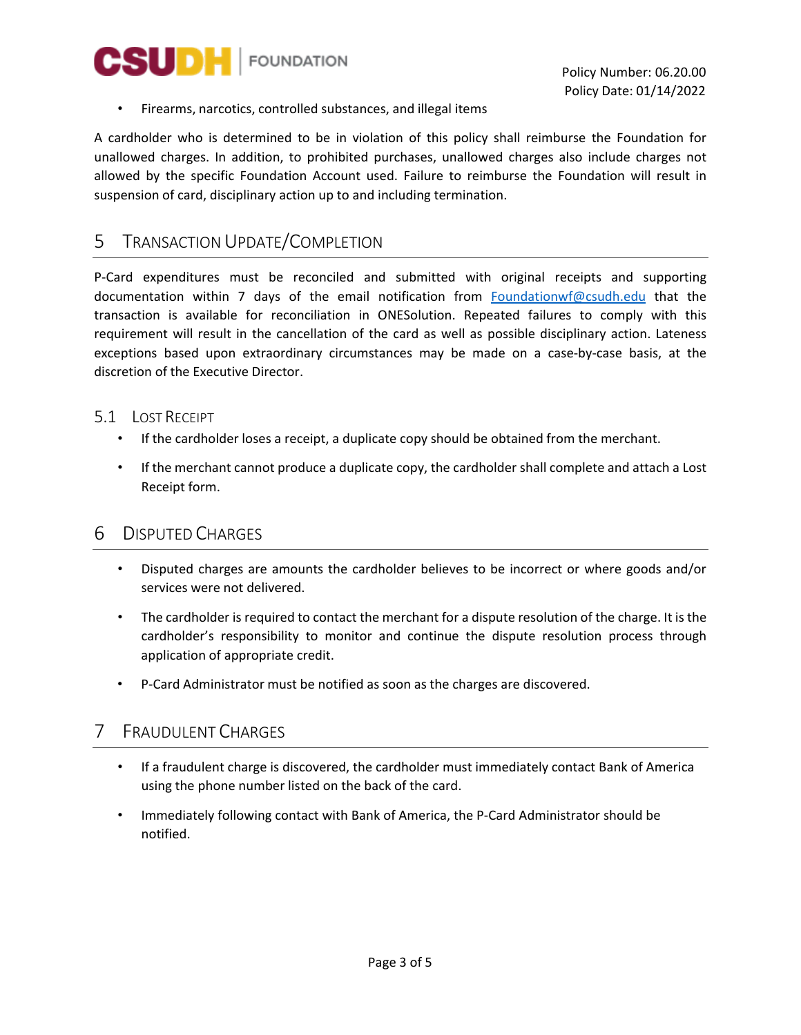- Firearms, narcotics, controlled substances, and illegal items

A cardholder who is determined to be in violation of this policy shall reimburse the Foundation for unallowed charges. In addition, to prohibited purchases, unallowed charges also include charges not allowed by the specific Foundation Account used. Failure to reimburse the Foundation will result in suspension of card, disciplinary action up to and including termination.

## 5 Transaction Update/Completion

P-Card expenditures must be reconciled and submitted with original receipts and supporting documentation within 7 days of the email notification from Foundationwf@csudh.edu that the transaction is available for reconciliation in ONESolution. Repeated failures to comply with this requirement will result in the cancellation of the card as well as possible disciplinary action. Lateness exceptions based upon extraordinary circumstances may be made on a case-by-case basis, at the discretion of the Executive Director.

### 5.1 Lost Receipt

- If the cardholder loses a receipt, a duplicate copy should be obtained from the merchant.
- If the merchant cannot produce a duplicate copy, the cardholder shall complete and attach a Lost Receipt form.

## 6 Disputed Charges

- Disputed charges are amounts the cardholder believes to be incorrect or where goods and/or services were not delivered.
- The cardholder is required to contact the merchant for a dispute resolution of the charge. It is the cardholder's responsibility to monitor and continue the dispute resolution process through application of appropriate credit.
- P-Card Administrator must be notified as soon as the charges are discovered.

## 7 Fraudulent Charges

- If a fraudulent charge is discovered, the cardholder must immediately contact Bank of America using the phone number listed on the back of the card.
- Immediately following contact with Bank of America, the P-Card Administrator should be notified.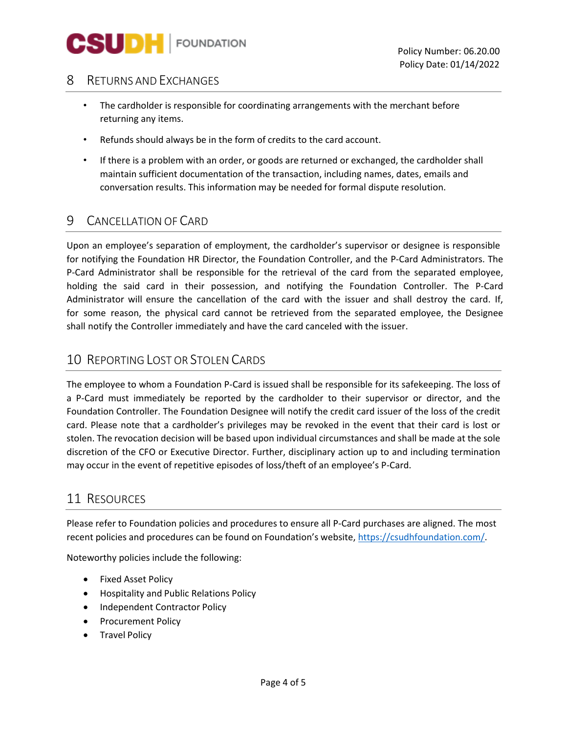## 8 Returns and Exchanges

- The cardholder is responsible for coordinating arrangements with the merchant before returning any items.
- Refunds should always be in the form of credits to the card account.
- If there is a problem with an order, or goods are returned or exchanged, the cardholder shall maintain sufficient documentation of the transaction, including names, dates, emails and conversation results. This information may be needed for formal dispute resolution.

## 9 Cancellation of Card

Upon an employee's separation of employment, the cardholder's supervisor or designee is responsible for notifying the Foundation HR Director, the Foundation Controller, and the P-Card Administrators. The P-Card Administrator shall be responsible for the retrieval of the card from the separated employee, holding the said card in their possession, and notifying the Foundation Controller. The P-Card Administrator will ensure the cancellation of the card with the issuer and shall destroy the card. If, for some reason, the physical card cannot be retrieved from the separated employee, the Designee shall notify the Controller immediately and have the card canceled with the issuer.

## 10 Reporting Lost or Stolen Cards

The employee to whom a Foundation P-Card is issued shall be responsible for its safekeeping. The loss of a P-Card must immediately be reported by the cardholder to their supervisor or director, and the Foundation Controller. The Foundation Designee will notify the credit card issuer of the loss of the credit card. Please note that a cardholder's privileges may be revoked in the event that their card is lost or stolen. The revocation decision will be based upon individual circumstances and shall be made at the sole discretion of the CFO or Executive Director. Further, disciplinary action up to and including termination may occur in the event of repetitive episodes of loss/theft of an employee's P-Card.

## 11 Resources

Please refer to Foundation policies and procedures to ensure all P-Card purchases are aligned. The most recent policies and procedures can be found on Foundation's website, https://csudhfoundation.com/.

Noteworthy policies include the following:

- Fixed Asset Policy
- Hospitality and Public Relations Policy
- Independent Contractor Policy
- Procurement Policy
- Travel Policy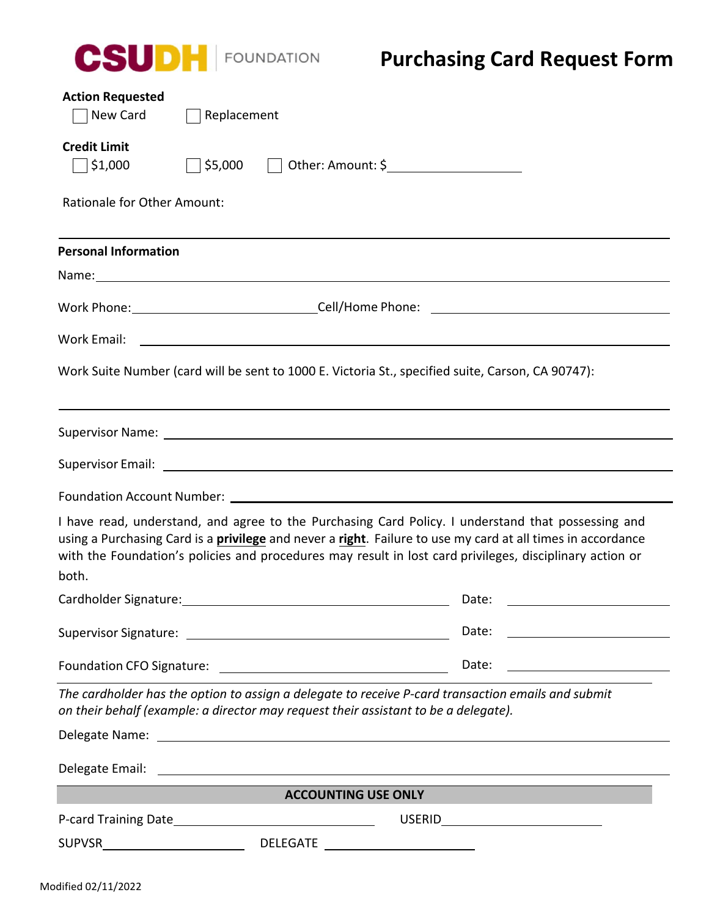CSUDH | FOUNDATION

# Purchasing Card Request Form

**Action Requested**

☐ New Card ☐ Replacement

**Credit Limit**

☐ $1,000 ☐ $5,000 ☐ Other: Amount: $\_\_\_\_\_\_\_\_\_\_\_\_\_\_\_\_

Rationale for Other Amount:

---

**Personal Information**

Name: \_\_\_\_\_\_\_\_\_\_\_\_\_\_\_\_\_\_\_\_\_\_\_\_\_\_\_\_\_\_\_\_

Work Phone: \_\_\_\_\_\_\_\_\_\_\_\_\_\_\_\_ Cell/Home Phone: \_\_\_\_\_\_\_\_\_\_\_\_\_\_\_\_

Work Email: \_\_\_\_\_\_\_\_\_\_\_\_\_\_\_\_\_\_\_\_\_\_\_\_\_\_\_\_\_\_\_\_

Work Suite Number (card will be sent to 1000 E. Victoria St., specified suite, Carson, CA 90747):

\_\_\_\_\_\_\_\_\_\_\_\_\_\_\_\_\_\_\_\_\_\_\_\_\_\_\_\_\_\_\_\_

Supervisor Name: \_\_\_\_\_\_\_\_\_\_\_\_\_\_\_\_\_\_\_\_\_\_\_\_\_\_\_\_\_\_\_\_

Supervisor Email: \_\_\_\_\_\_\_\_\_\_\_\_\_\_\_\_\_\_\_\_\_\_\_\_\_\_\_\_\_\_\_\_

Foundation Account Number: \_\_\_\_\_\_\_\_\_\_\_\_\_\_\_\_\_\_\_\_\_\_\_\_\_\_\_\_\_\_\_\_

I have read, understand, and agree to the Purchasing Card Policy. I understand that possessing and using a Purchasing Card is a **privilege** and never a **right**. Failure to use my card at all times in accordance with the Foundation's policies and procedures may result in lost card privileges, disciplinary action or both.

Cardholder Signature: \_\_\_\_\_\_\_\_\_\_\_\_\_\_\_\_\_\_\_\_\_\_\_\_ Date: \_\_\_\_\_\_\_\_\_\_\_\_

Supervisor Signature: \_\_\_\_\_\_\_\_\_\_\_\_\_\_\_\_\_\_\_\_\_\_\_\_ Date: \_\_\_\_\_\_\_\_\_\_\_\_

Foundation CFO Signature: \_\_\_\_\_\_\_\_\_\_\_\_\_\_\_\_\_\_\_\_\_\_\_\_ Date: \_\_\_\_\_\_\_\_\_\_\_\_

---

*The cardholder has the option to assign a delegate to receive P-card transaction emails and submit on their behalf (example: a director may request their assistant to be a delegate).*

Delegate Name: \_\_\_\_\_\_\_\_\_\_\_\_\_\_\_\_\_\_\_\_\_\_\_\_\_\_\_\_\_\_\_\_

Delegate Email: \_\_\_\_\_\_\_\_\_\_\_\_\_\_\_\_\_\_\_\_\_\_\_\_\_\_\_\_\_\_\_\_

**ACCOUNTING USE ONLY**

P-card Training Date \_\_\_\_\_\_\_\_\_\_\_\_\_\_\_\_ USERID \_\_\_\_\_\_\_\_\_\_\_\_\_\_\_\_

SUPVSR \_\_\_\_\_\_\_\_\_\_\_\_\_\_\_\_ DELEGATE \_\_\_\_\_\_\_\_\_\_\_\_\_\_\_\_

Modified 02/11/2022